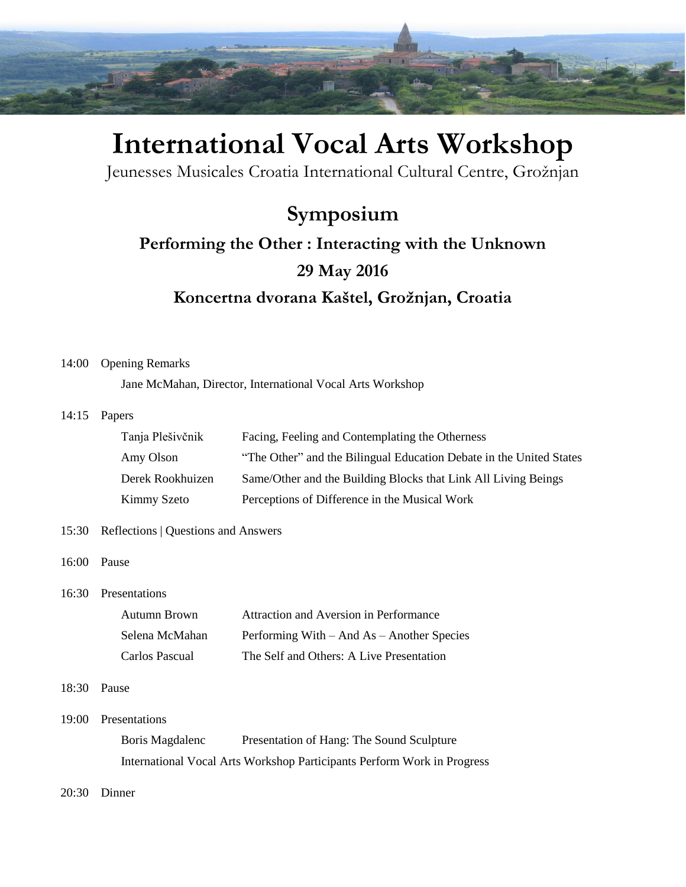# International Vocal Arts Workshop

Jeunesses Musicales Croatia International Cultural Centre, Grožnjan

## Symposium

### Performing the Other : Interacting with the Unknown

### 29 May 2016

### Koncertna dvorana Kaštel, Grožnjan, Croatia

14:00 Opening Remarks

Jane McMahan, Director, International Vocal Arts Workshop

14:15 Papers

| | |
|---|---|
| Tanja Plešivčnik | Facing, Feeling and Contemplating the Otherness |
| Amy Olson | "The Other" and the Bilingual Education Debate in the United States |
| Derek Rookhuizen | Same/Other and the Building Blocks that Link All Living Beings |
| Kimmy Szeto | Perceptions of Difference in the Musical Work |

15:30 Reflections | Questions and Answers

16:00 Pause

16:30 Presentations

| | |
|---|---|
| Autumn Brown | Attraction and Aversion in Performance |
| Selena McMahan | Performing With – And As – Another Species |
| Carlos Pascual | The Self and Others: A Live Presentation |

18:30 Pause

19:00 Presentations

| | |
|---|---|
| Boris Magdalenc | Presentation of Hang: The Sound Sculpture |

International Vocal Arts Workshop Participants Perform Work in Progress

20:30 Dinner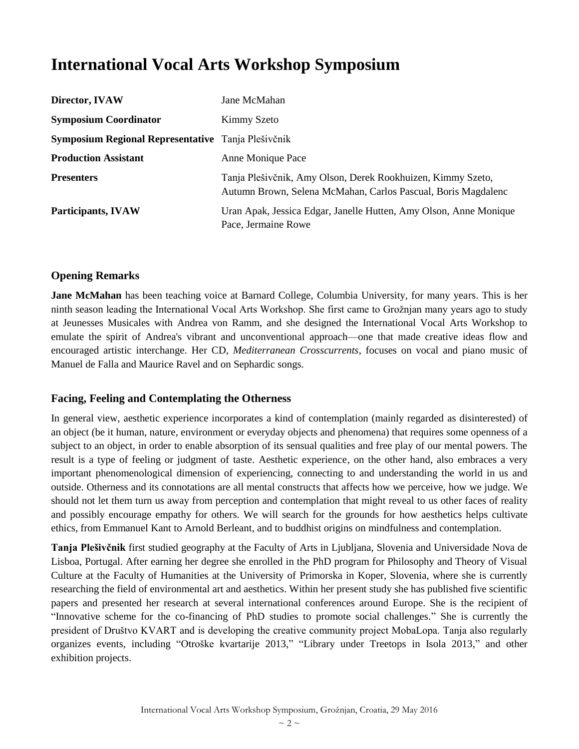# International Vocal Arts Workshop Symposium

| | |
|---|---|
| **Director, IVAW** | Jane McMahan |
| **Symposium Coordinator** | Kimmy Szeto |
| **Symposium Regional Representative** | Tanja Plešivčnik |
| **Production Assistant** | Anne Monique Pace |
| **Presenters** | Tanja Plešivčnik, Amy Olson, Derek Rookhuizen, Kimmy Szeto, Autumn Brown, Selena McMahan, Carlos Pascual, Boris Magdalenc |
| **Participants, IVAW** | Uran Apak, Jessica Edgar, Janelle Hutten, Amy Olson, Anne Monique Pace, Jermaine Rowe |

## Opening Remarks

**Jane McMahan** has been teaching voice at Barnard College, Columbia University, for many years. This is her ninth season leading the International Vocal Arts Workshop. She first came to Grožnjan many years ago to study at Jeunesses Musicales with Andrea von Ramm, and she designed the International Vocal Arts Workshop to emulate the spirit of Andrea's vibrant and unconventional approach—one that made creative ideas flow and encouraged artistic interchange. Her CD, *Mediterranean Crosscurrents*, focuses on vocal and piano music of Manuel de Falla and Maurice Ravel and on Sephardic songs.

## Facing, Feeling and Contemplating the Otherness

In general view, aesthetic experience incorporates a kind of contemplation (mainly regarded as disinterested) of an object (be it human, nature, environment or everyday objects and phenomena) that requires some openness of a subject to an object, in order to enable absorption of its sensual qualities and free play of our mental powers. The result is a type of feeling or judgment of taste. Aesthetic experience, on the other hand, also embraces a very important phenomenological dimension of experiencing, connecting to and understanding the world in us and outside. Otherness and its connotations are all mental constructs that affects how we perceive, how we judge. We should not let them turn us away from perception and contemplation that might reveal to us other faces of reality and possibly encourage empathy for others. We will search for the grounds for how aesthetics helps cultivate ethics, from Emmanuel Kant to Arnold Berleant, and to buddhist origins on mindfulness and contemplation.

**Tanja Plešivčnik** first studied geography at the Faculty of Arts in Ljubljana, Slovenia and Universidade Nova de Lisboa, Portugal. After earning her degree she enrolled in the PhD program for Philosophy and Theory of Visual Culture at the Faculty of Humanities at the University of Primorska in Koper, Slovenia, where she is currently researching the field of environmental art and aesthetics. Within her present study she has published five scientific papers and presented her research at several international conferences around Europe. She is the recipient of "Innovative scheme for the co-financing of PhD studies to promote social challenges." She is currently the president of Društvo KVART and is developing the creative community project MobaLopa. Tanja also regularly organizes events, including "Otroške kvartarije 2013," "Library under Treetops in Isola 2013," and other exhibition projects.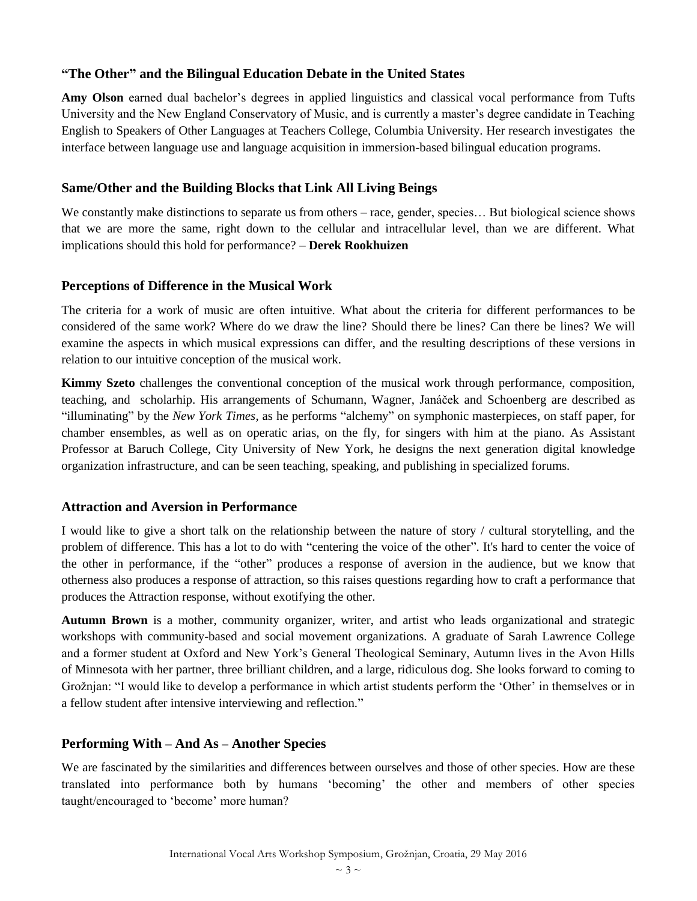### "The Other" and the Bilingual Education Debate in the United States

**Amy Olson** earned dual bachelor's degrees in applied linguistics and classical vocal performance from Tufts University and the New England Conservatory of Music, and is currently a master's degree candidate in Teaching English to Speakers of Other Languages at Teachers College, Columbia University. Her research investigates the interface between language use and language acquisition in immersion-based bilingual education programs.

### Same/Other and the Building Blocks that Link All Living Beings

We constantly make distinctions to separate us from others – race, gender, species… But biological science shows that we are more the same, right down to the cellular and intracellular level, than we are different. What implications should this hold for performance? – **Derek Rookhuizen**

### Perceptions of Difference in the Musical Work

The criteria for a work of music are often intuitive. What about the criteria for different performances to be considered of the same work? Where do we draw the line? Should there be lines? Can there be lines? We will examine the aspects in which musical expressions can differ, and the resulting descriptions of these versions in relation to our intuitive conception of the musical work.

**Kimmy Szeto** challenges the conventional conception of the musical work through performance, composition, teaching, and scholarhip. His arrangements of Schumann, Wagner, Janáček and Schoenberg are described as "illuminating" by the *New York Times*, as he performs "alchemy" on symphonic masterpieces, on staff paper, for chamber ensembles, as well as on operatic arias, on the fly, for singers with him at the piano. As Assistant Professor at Baruch College, City University of New York, he designs the next generation digital knowledge organization infrastructure, and can be seen teaching, speaking, and publishing in specialized forums.

### Attraction and Aversion in Performance

I would like to give a short talk on the relationship between the nature of story / cultural storytelling, and the problem of difference. This has a lot to do with "centering the voice of the other". It's hard to center the voice of the other in performance, if the "other" produces a response of aversion in the audience, but we know that otherness also produces a response of attraction, so this raises questions regarding how to craft a performance that produces the Attraction response, without exotifying the other.

**Autumn Brown** is a mother, community organizer, writer, and artist who leads organizational and strategic workshops with community-based and social movement organizations. A graduate of Sarah Lawrence College and a former student at Oxford and New York's General Theological Seminary, Autumn lives in the Avon Hills of Minnesota with her partner, three brilliant children, and a large, ridiculous dog. She looks forward to coming to Grožnjan: "I would like to develop a performance in which artist students perform the 'Other' in themselves or in a fellow student after intensive interviewing and reflection."

### Performing With – And As – Another Species

We are fascinated by the similarities and differences between ourselves and those of other species. How are these translated into performance both by humans 'becoming' the other and members of other species taught/encouraged to 'become' more human?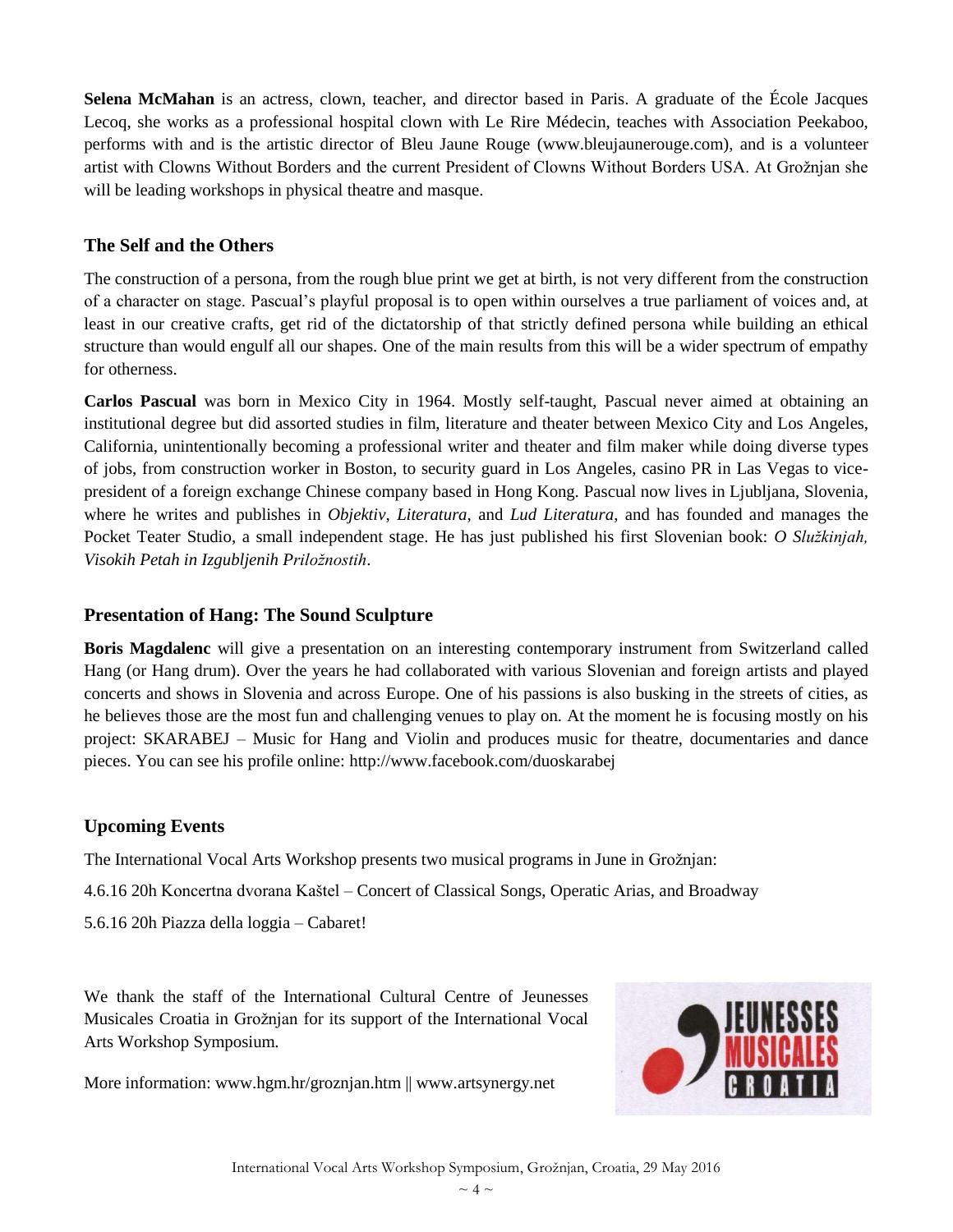**Selena McMahan** is an actress, clown, teacher, and director based in Paris. A graduate of the École Jacques Lecoq, she works as a professional hospital clown with Le Rire Médecin, teaches with Association Peekaboo, performs with and is the artistic director of Bleu Jaune Rouge (www.bleujaunerouge.com), and is a volunteer artist with Clowns Without Borders and the current President of Clowns Without Borders USA. At Grožnjan she will be leading workshops in physical theatre and masque.

### The Self and the Others

The construction of a persona, from the rough blue print we get at birth, is not very different from the construction of a character on stage. Pascual's playful proposal is to open within ourselves a true parliament of voices and, at least in our creative crafts, get rid of the dictatorship of that strictly defined persona while building an ethical structure than would engulf all our shapes. One of the main results from this will be a wider spectrum of empathy for otherness.

**Carlos Pascual** was born in Mexico City in 1964. Mostly self-taught, Pascual never aimed at obtaining an institutional degree but did assorted studies in film, literature and theater between Mexico City and Los Angeles, California, unintentionally becoming a professional writer and theater and film maker while doing diverse types of jobs, from construction worker in Boston, to security guard in Los Angeles, casino PR in Las Vegas to vice-president of a foreign exchange Chinese company based in Hong Kong. Pascual now lives in Ljubljana, Slovenia, where he writes and publishes in *Objektiv*, *Literatura*, and *Lud Literatura*, and has founded and manages the Pocket Teater Studio, a small independent stage. He has just published his first Slovenian book: *O Služkinjah, Visokih Petah in Izgubljenih Priložnostih*.

### Presentation of Hang: The Sound Sculpture

**Boris Magdalenc** will give a presentation on an interesting contemporary instrument from Switzerland called Hang (or Hang drum). Over the years he had collaborated with various Slovenian and foreign artists and played concerts and shows in Slovenia and across Europe. One of his passions is also busking in the streets of cities, as he believes those are the most fun and challenging venues to play on. At the moment he is focusing mostly on his project: SKARABEJ – Music for Hang and Violin and produces music for theatre, documentaries and dance pieces. You can see his profile online: http://www.facebook.com/duoskarabej

### Upcoming Events

The International Vocal Arts Workshop presents two musical programs in June in Grožnjan:

4.6.16 20h Koncertna dvorana Kaštel – Concert of Classical Songs, Operatic Arias, and Broadway

5.6.16 20h Piazza della loggia – Cabaret!

We thank the staff of the International Cultural Centre of Jeunesses Musicales Croatia in Grožnjan for its support of the International Vocal Arts Workshop Symposium.

More information: www.hgm.hr/groznjan.htm || www.artsynergy.net

JEUNESSES MUSICALES CROATIA